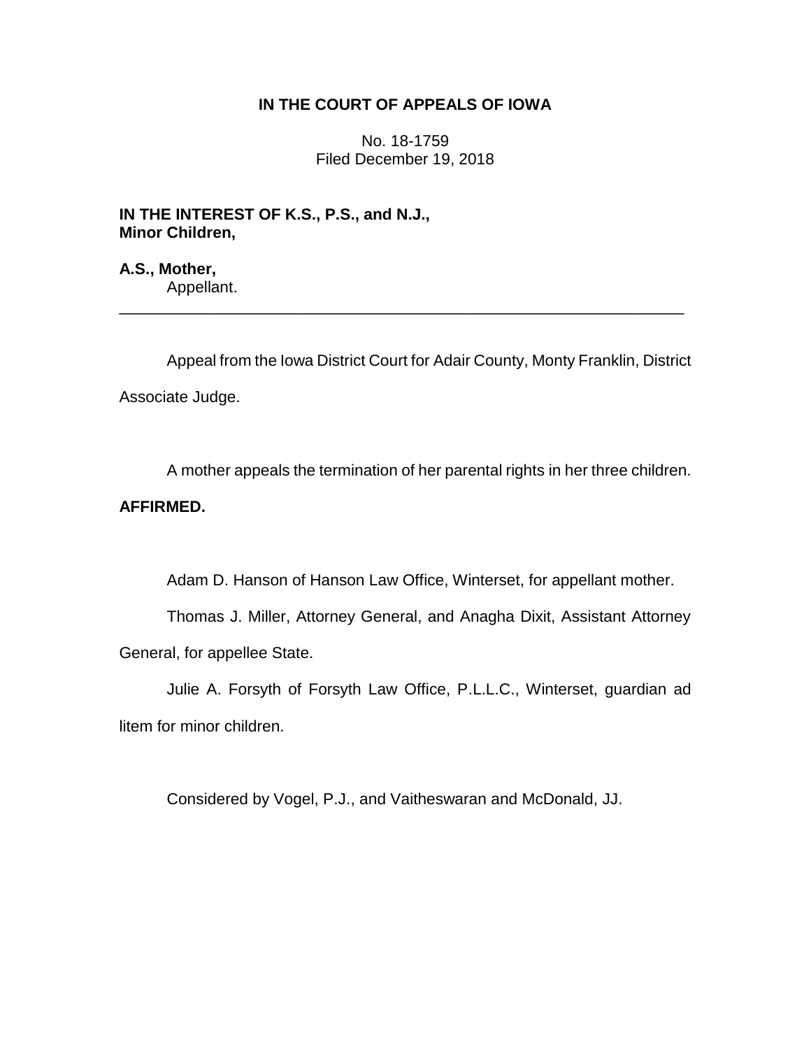# IN THE COURT OF APPEALS OF IOWA

No. 18-1759
Filed December 19, 2018

**IN THE INTEREST OF K.S., P.S., and N.J., Minor Children,**

**A.S., Mother,**
Appellant.

---

Appeal from the Iowa District Court for Adair County, Monty Franklin, District Associate Judge.

A mother appeals the termination of her parental rights in her three children.

**AFFIRMED.**

Adam D. Hanson of Hanson Law Office, Winterset, for appellant mother.

Thomas J. Miller, Attorney General, and Anagha Dixit, Assistant Attorney General, for appellee State.

Julie A. Forsyth of Forsyth Law Office, P.L.L.C., Winterset, guardian ad litem for minor children.

Considered by Vogel, P.J., and Vaitheswaran and McDonald, JJ.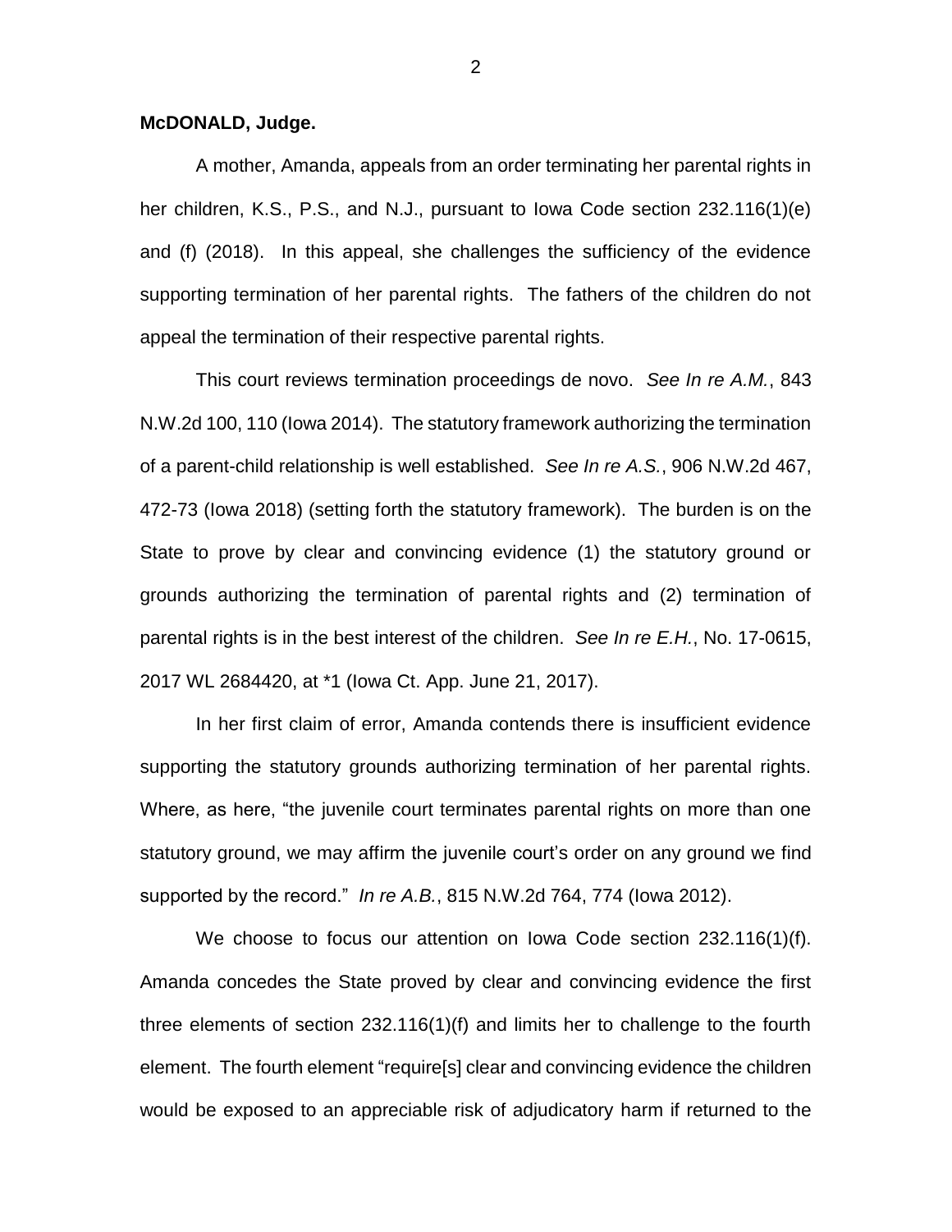**McDONALD, Judge.**

A mother, Amanda, appeals from an order terminating her parental rights in her children, K.S., P.S., and N.J., pursuant to Iowa Code section 232.116(1)(e) and (f) (2018). In this appeal, she challenges the sufficiency of the evidence supporting termination of her parental rights. The fathers of the children do not appeal the termination of their respective parental rights.

This court reviews termination proceedings de novo. *See In re A.M.*, 843 N.W.2d 100, 110 (Iowa 2014). The statutory framework authorizing the termination of a parent-child relationship is well established. *See In re A.S.*, 906 N.W.2d 467, 472-73 (Iowa 2018) (setting forth the statutory framework). The burden is on the State to prove by clear and convincing evidence (1) the statutory ground or grounds authorizing the termination of parental rights and (2) termination of parental rights is in the best interest of the children. *See In re E.H.*, No. 17-0615, 2017 WL 2684420, at *1 (Iowa Ct. App. June 21, 2017).

In her first claim of error, Amanda contends there is insufficient evidence supporting the statutory grounds authorizing termination of her parental rights. Where, as here, "the juvenile court terminates parental rights on more than one statutory ground, we may affirm the juvenile court's order on any ground we find supported by the record." *In re A.B.*, 815 N.W.2d 764, 774 (Iowa 2012).

We choose to focus our attention on Iowa Code section 232.116(1)(f). Amanda concedes the State proved by clear and convincing evidence the first three elements of section 232.116(1)(f) and limits her to challenge to the fourth element. The fourth element "require[s] clear and convincing evidence the children would be exposed to an appreciable risk of adjudicatory harm if returned to the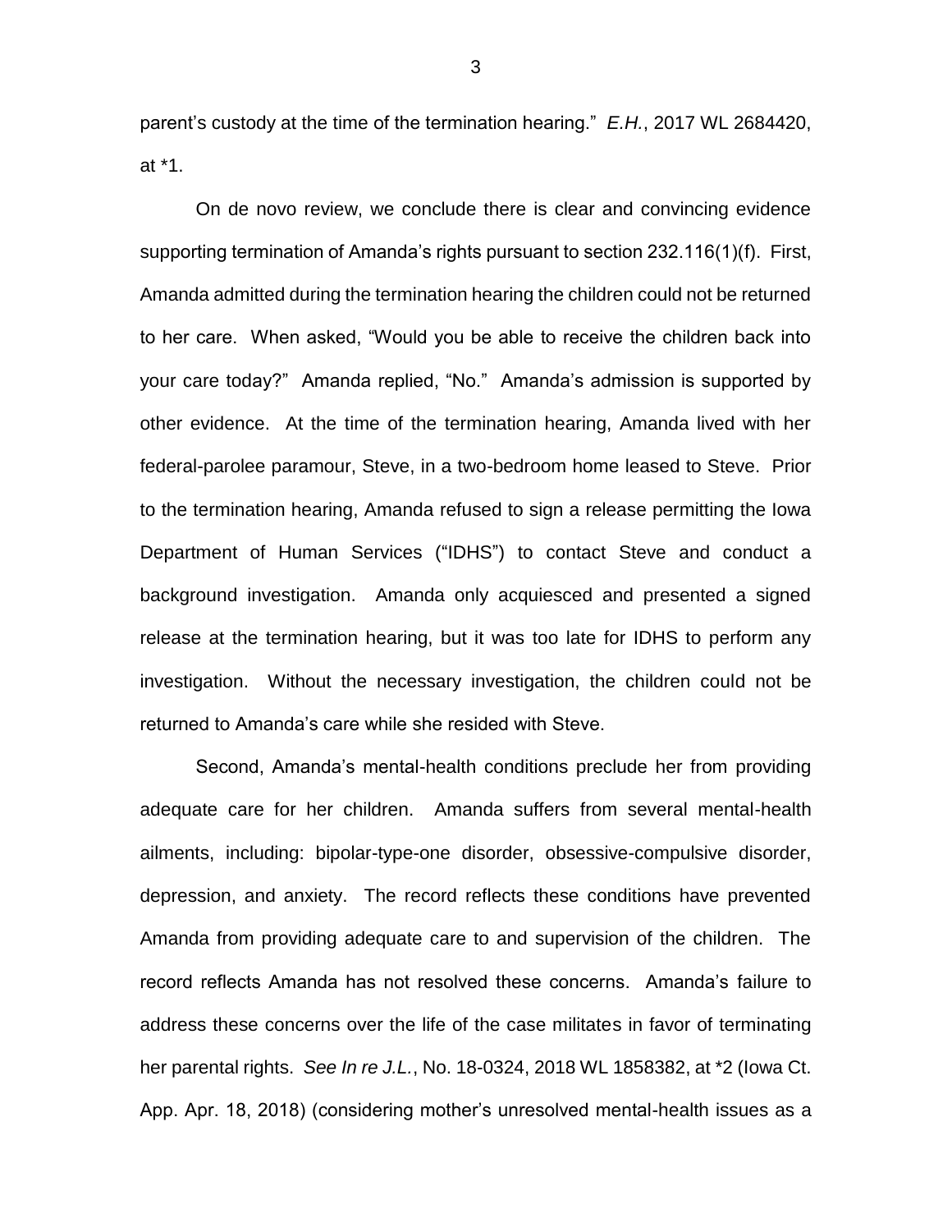parent's custody at the time of the termination hearing." *E.H.*, 2017 WL 2684420, at *1.

On de novo review, we conclude there is clear and convincing evidence supporting termination of Amanda's rights pursuant to section 232.116(1)(f). First, Amanda admitted during the termination hearing the children could not be returned to her care. When asked, "Would you be able to receive the children back into your care today?" Amanda replied, "No." Amanda's admission is supported by other evidence. At the time of the termination hearing, Amanda lived with her federal-parolee paramour, Steve, in a two-bedroom home leased to Steve. Prior to the termination hearing, Amanda refused to sign a release permitting the Iowa Department of Human Services ("IDHS") to contact Steve and conduct a background investigation. Amanda only acquiesced and presented a signed release at the termination hearing, but it was too late for IDHS to perform any investigation. Without the necessary investigation, the children could not be returned to Amanda's care while she resided with Steve.

Second, Amanda's mental-health conditions preclude her from providing adequate care for her children. Amanda suffers from several mental-health ailments, including: bipolar-type-one disorder, obsessive-compulsive disorder, depression, and anxiety. The record reflects these conditions have prevented Amanda from providing adequate care to and supervision of the children. The record reflects Amanda has not resolved these concerns. Amanda's failure to address these concerns over the life of the case militates in favor of terminating her parental rights. *See In re J.L.*, No. 18-0324, 2018 WL 1858382, at *2 (Iowa Ct. App. Apr. 18, 2018) (considering mother's unresolved mental-health issues as a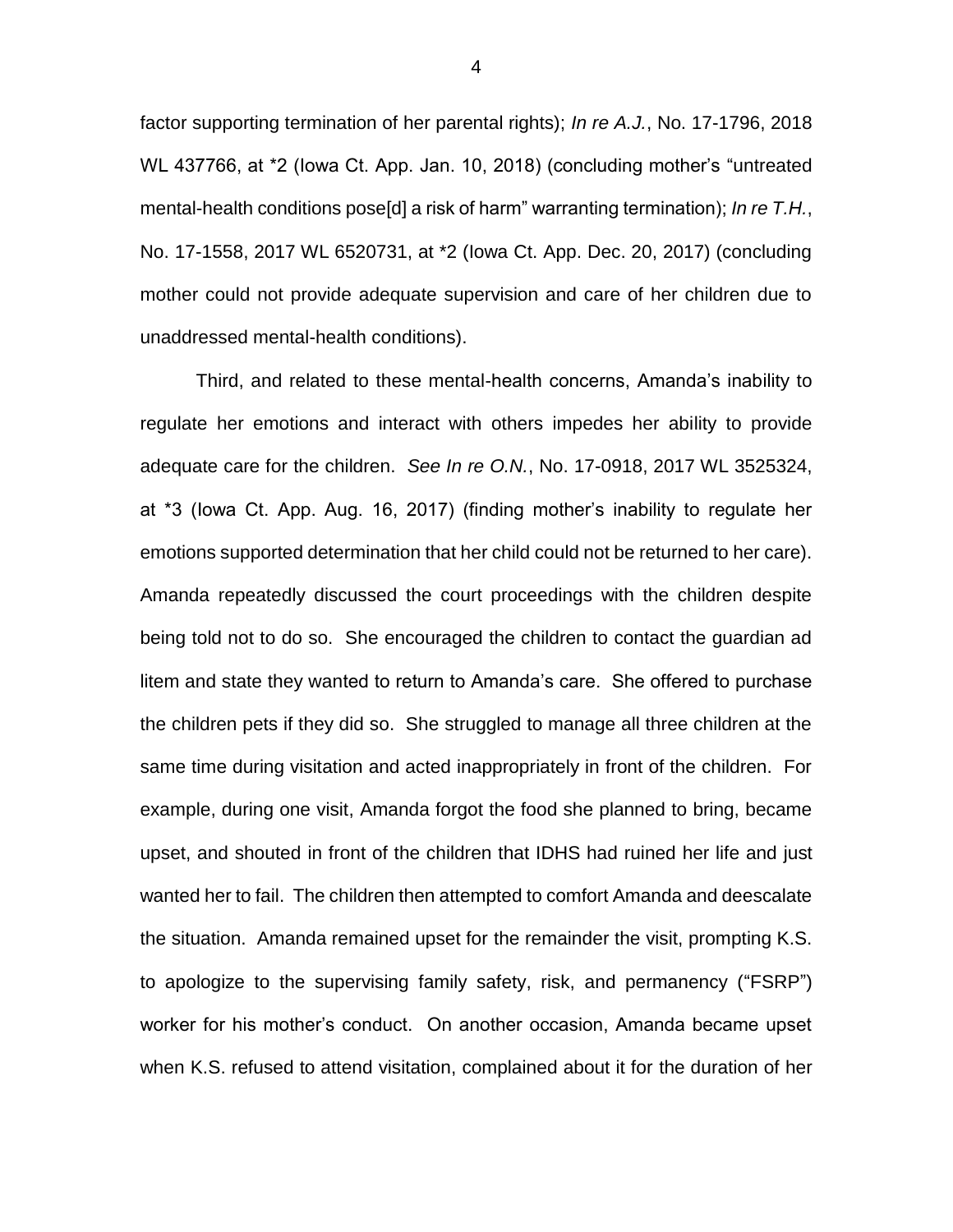factor supporting termination of her parental rights); *In re A.J.*, No. 17-1796, 2018 WL 437766, at *2 (Iowa Ct. App. Jan. 10, 2018) (concluding mother's "untreated mental-health conditions pose[d] a risk of harm" warranting termination); *In re T.H.*, No. 17-1558, 2017 WL 6520731, at *2 (Iowa Ct. App. Dec. 20, 2017) (concluding mother could not provide adequate supervision and care of her children due to unaddressed mental-health conditions).

Third, and related to these mental-health concerns, Amanda's inability to regulate her emotions and interact with others impedes her ability to provide adequate care for the children. *See In re O.N.*, No. 17-0918, 2017 WL 3525324, at *3 (Iowa Ct. App. Aug. 16, 2017) (finding mother's inability to regulate her emotions supported determination that her child could not be returned to her care). Amanda repeatedly discussed the court proceedings with the children despite being told not to do so. She encouraged the children to contact the guardian ad litem and state they wanted to return to Amanda's care. She offered to purchase the children pets if they did so. She struggled to manage all three children at the same time during visitation and acted inappropriately in front of the children. For example, during one visit, Amanda forgot the food she planned to bring, became upset, and shouted in front of the children that IDHS had ruined her life and just wanted her to fail. The children then attempted to comfort Amanda and deescalate the situation. Amanda remained upset for the remainder the visit, prompting K.S. to apologize to the supervising family safety, risk, and permanency ("FSRP") worker for his mother's conduct. On another occasion, Amanda became upset when K.S. refused to attend visitation, complained about it for the duration of her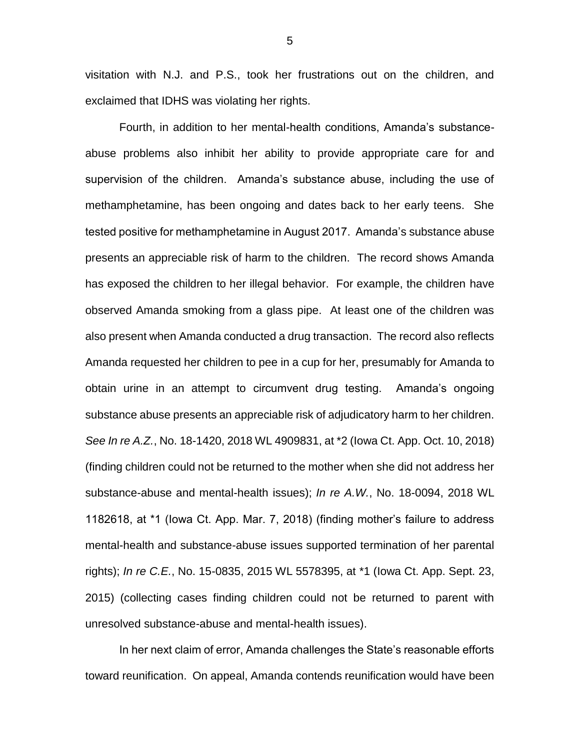visitation with N.J. and P.S., took her frustrations out on the children, and exclaimed that IDHS was violating her rights.

Fourth, in addition to her mental-health conditions, Amanda's substance-abuse problems also inhibit her ability to provide appropriate care for and supervision of the children. Amanda's substance abuse, including the use of methamphetamine, has been ongoing and dates back to her early teens. She tested positive for methamphetamine in August 2017. Amanda's substance abuse presents an appreciable risk of harm to the children. The record shows Amanda has exposed the children to her illegal behavior. For example, the children have observed Amanda smoking from a glass pipe. At least one of the children was also present when Amanda conducted a drug transaction. The record also reflects Amanda requested her children to pee in a cup for her, presumably for Amanda to obtain urine in an attempt to circumvent drug testing. Amanda's ongoing substance abuse presents an appreciable risk of adjudicatory harm to her children. *See In re A.Z.*, No. 18-1420, 2018 WL 4909831, at *2 (Iowa Ct. App. Oct. 10, 2018) (finding children could not be returned to the mother when she did not address her substance-abuse and mental-health issues); *In re A.W.*, No. 18-0094, 2018 WL 1182618, at *1 (Iowa Ct. App. Mar. 7, 2018) (finding mother's failure to address mental-health and substance-abuse issues supported termination of her parental rights); *In re C.E.*, No. 15-0835, 2015 WL 5578395, at *1 (Iowa Ct. App. Sept. 23, 2015) (collecting cases finding children could not be returned to parent with unresolved substance-abuse and mental-health issues).

In her next claim of error, Amanda challenges the State's reasonable efforts toward reunification. On appeal, Amanda contends reunification would have been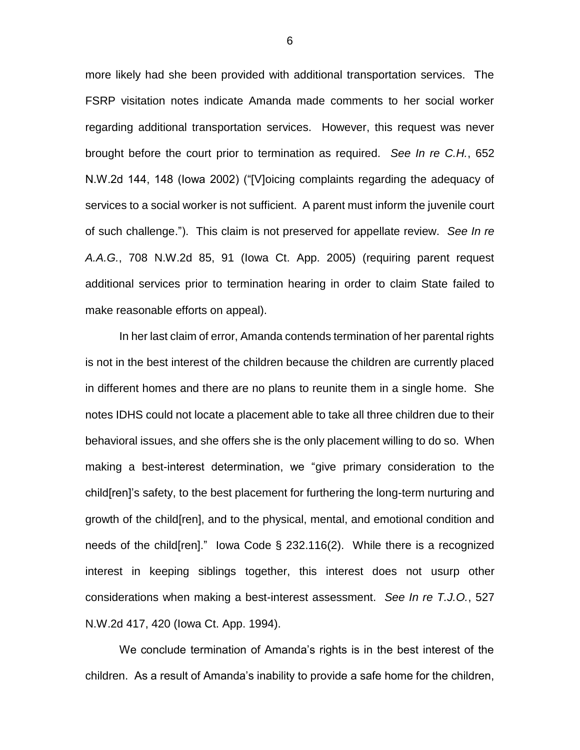more likely had she been provided with additional transportation services. The FSRP visitation notes indicate Amanda made comments to her social worker regarding additional transportation services. However, this request was never brought before the court prior to termination as required. *See In re C.H.*, 652 N.W.2d 144, 148 (Iowa 2002) ("[V]oicing complaints regarding the adequacy of services to a social worker is not sufficient. A parent must inform the juvenile court of such challenge."). This claim is not preserved for appellate review. *See In re A.A.G.*, 708 N.W.2d 85, 91 (Iowa Ct. App. 2005) (requiring parent request additional services prior to termination hearing in order to claim State failed to make reasonable efforts on appeal).

In her last claim of error, Amanda contends termination of her parental rights is not in the best interest of the children because the children are currently placed in different homes and there are no plans to reunite them in a single home. She notes IDHS could not locate a placement able to take all three children due to their behavioral issues, and she offers she is the only placement willing to do so. When making a best-interest determination, we "give primary consideration to the child[ren]'s safety, to the best placement for furthering the long-term nurturing and growth of the child[ren], and to the physical, mental, and emotional condition and needs of the child[ren]." Iowa Code § 232.116(2). While there is a recognized interest in keeping siblings together, this interest does not usurp other considerations when making a best-interest assessment. *See In re T.J.O.*, 527 N.W.2d 417, 420 (Iowa Ct. App. 1994).

We conclude termination of Amanda's rights is in the best interest of the children. As a result of Amanda's inability to provide a safe home for the children,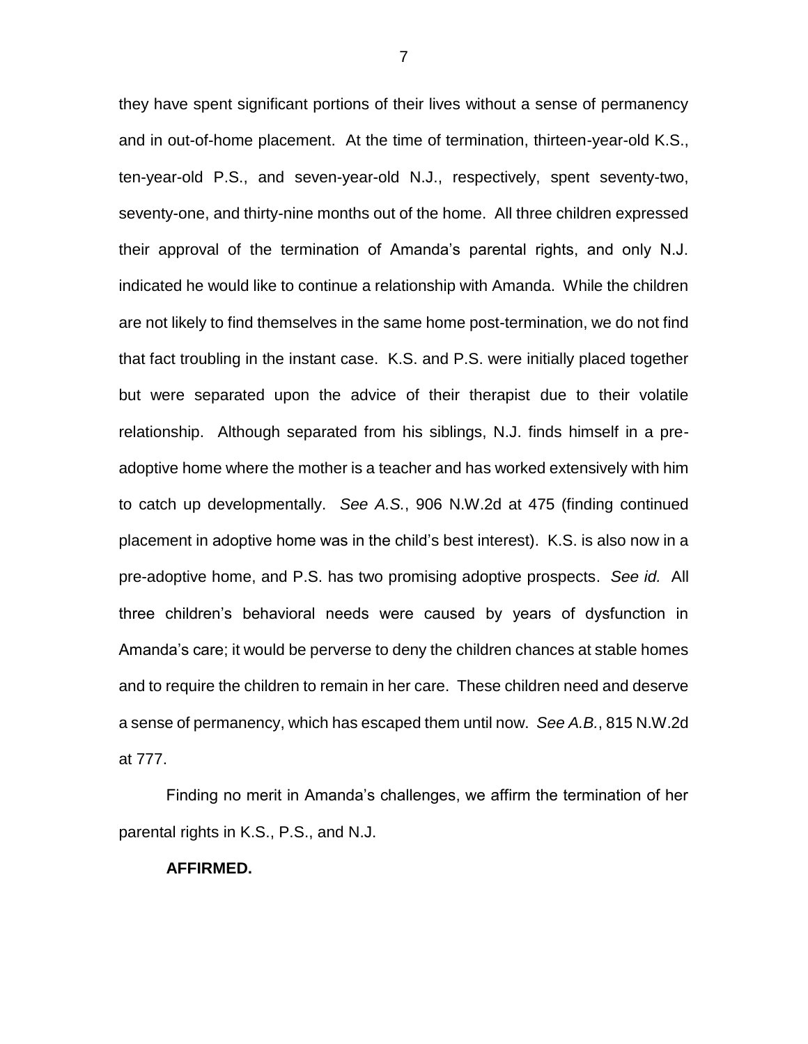they have spent significant portions of their lives without a sense of permanency and in out-of-home placement. At the time of termination, thirteen-year-old K.S., ten-year-old P.S., and seven-year-old N.J., respectively, spent seventy-two, seventy-one, and thirty-nine months out of the home. All three children expressed their approval of the termination of Amanda's parental rights, and only N.J. indicated he would like to continue a relationship with Amanda. While the children are not likely to find themselves in the same home post-termination, we do not find that fact troubling in the instant case. K.S. and P.S. were initially placed together but were separated upon the advice of their therapist due to their volatile relationship. Although separated from his siblings, N.J. finds himself in a pre-adoptive home where the mother is a teacher and has worked extensively with him to catch up developmentally. *See A.S.*, 906 N.W.2d at 475 (finding continued placement in adoptive home was in the child's best interest). K.S. is also now in a pre-adoptive home, and P.S. has two promising adoptive prospects. *See id.* All three children's behavioral needs were caused by years of dysfunction in Amanda's care; it would be perverse to deny the children chances at stable homes and to require the children to remain in her care. These children need and deserve a sense of permanency, which has escaped them until now. *See A.B.*, 815 N.W.2d at 777.

Finding no merit in Amanda's challenges, we affirm the termination of her parental rights in K.S., P.S., and N.J.

**AFFIRMED.**